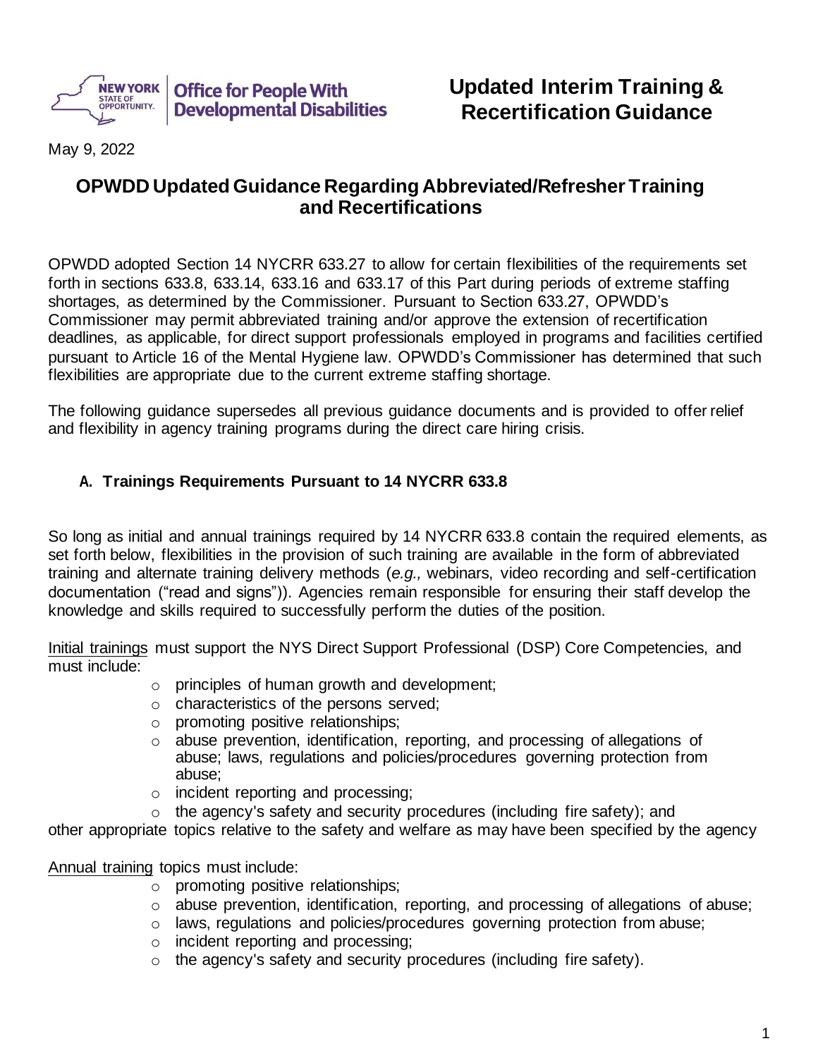# Updated Interim Training & Recertification Guidance

May 9, 2022

## OPWDD Updated Guidance Regarding Abbreviated/Refresher Training and Recertifications

OPWDD adopted Section 14 NYCRR 633.27 to allow for certain flexibilities of the requirements set forth in sections 633.8, 633.14, 633.16 and 633.17 of this Part during periods of extreme staffing shortages, as determined by the Commissioner. Pursuant to Section 633.27, OPWDD's Commissioner may permit abbreviated training and/or approve the extension of recertification deadlines, as applicable, for direct support professionals employed in programs and facilities certified pursuant to Article 16 of the Mental Hygiene law. OPWDD's Commissioner has determined that such flexibilities are appropriate due to the current extreme staffing shortage.

The following guidance supersedes all previous guidance documents and is provided to offer relief and flexibility in agency training programs during the direct care hiring crisis.

### A. Trainings Requirements Pursuant to 14 NYCRR 633.8

So long as initial and annual trainings required by 14 NYCRR 633.8 contain the required elements, as set forth below, flexibilities in the provision of such training are available in the form of abbreviated training and alternate training delivery methods (*e.g.,* webinars, video recording and self-certification documentation ("read and signs")). Agencies remain responsible for ensuring their staff develop the knowledge and skills required to successfully perform the duties of the position.

<u>Initial trainings</u> must support the NYS Direct Support Professional (DSP) Core Competencies, and must include:

- principles of human growth and development;
- characteristics of the persons served;
- promoting positive relationships;
- abuse prevention, identification, reporting, and processing of allegations of abuse; laws, regulations and policies/procedures governing protection from abuse;
- incident reporting and processing;
- the agency's safety and security procedures (including fire safety); and

other appropriate topics relative to the safety and welfare as may have been specified by the agency

<u>Annual training</u> topics must include:

- promoting positive relationships;
- abuse prevention, identification, reporting, and processing of allegations of abuse;
- laws, regulations and policies/procedures governing protection from abuse;
- incident reporting and processing;
- the agency's safety and security procedures (including fire safety).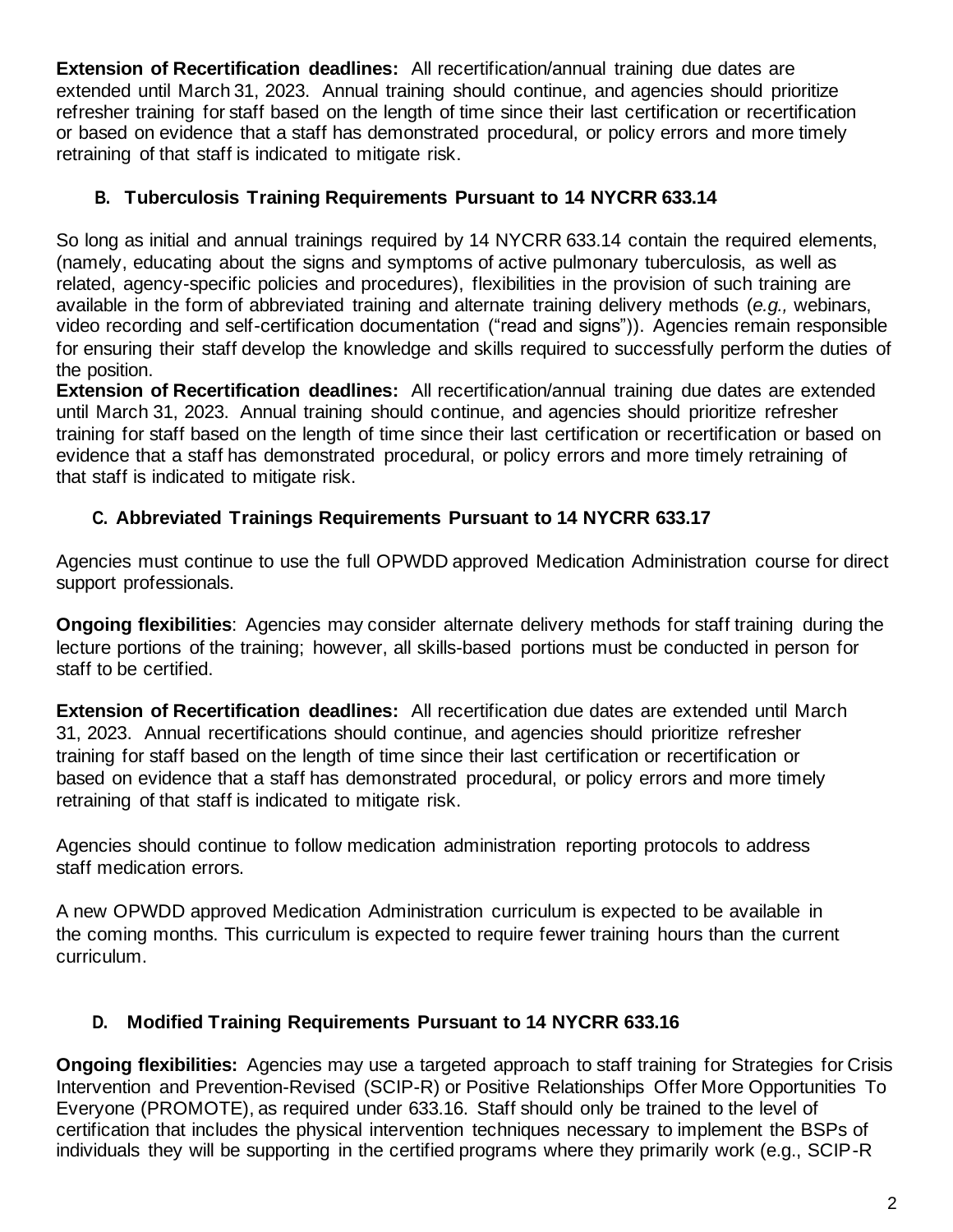**Extension of Recertification deadlines:** All recertification/annual training due dates are extended until March 31, 2023. Annual training should continue, and agencies should prioritize refresher training for staff based on the length of time since their last certification or recertification or based on evidence that a staff has demonstrated procedural, or policy errors and more timely retraining of that staff is indicated to mitigate risk.

### B. Tuberculosis Training Requirements Pursuant to 14 NYCRR 633.14

So long as initial and annual trainings required by 14 NYCRR 633.14 contain the required elements, (namely, educating about the signs and symptoms of active pulmonary tuberculosis, as well as related, agency-specific policies and procedures), flexibilities in the provision of such training are available in the form of abbreviated training and alternate training delivery methods (*e.g.,* webinars, video recording and self-certification documentation ("read and signs")). Agencies remain responsible for ensuring their staff develop the knowledge and skills required to successfully perform the duties of the position.

**Extension of Recertification deadlines:** All recertification/annual training due dates are extended until March 31, 2023. Annual training should continue, and agencies should prioritize refresher training for staff based on the length of time since their last certification or recertification or based on evidence that a staff has demonstrated procedural, or policy errors and more timely retraining of that staff is indicated to mitigate risk.

### C. Abbreviated Trainings Requirements Pursuant to 14 NYCRR 633.17

Agencies must continue to use the full OPWDD approved Medication Administration course for direct support professionals.

**Ongoing flexibilities**: Agencies may consider alternate delivery methods for staff training during the lecture portions of the training; however, all skills-based portions must be conducted in person for staff to be certified.

**Extension of Recertification deadlines:** All recertification due dates are extended until March 31, 2023. Annual recertifications should continue, and agencies should prioritize refresher training for staff based on the length of time since their last certification or recertification or based on evidence that a staff has demonstrated procedural, or policy errors and more timely retraining of that staff is indicated to mitigate risk.

Agencies should continue to follow medication administration reporting protocols to address staff medication errors.

A new OPWDD approved Medication Administration curriculum is expected to be available in the coming months. This curriculum is expected to require fewer training hours than the current curriculum.

### D. Modified Training Requirements Pursuant to 14 NYCRR 633.16

**Ongoing flexibilities:** Agencies may use a targeted approach to staff training for Strategies for Crisis Intervention and Prevention-Revised (SCIP-R) or Positive Relationships Offer More Opportunities To Everyone (PROMOTE), as required under 633.16. Staff should only be trained to the level of certification that includes the physical intervention techniques necessary to implement the BSPs of individuals they will be supporting in the certified programs where they primarily work (e.g., SCIP-R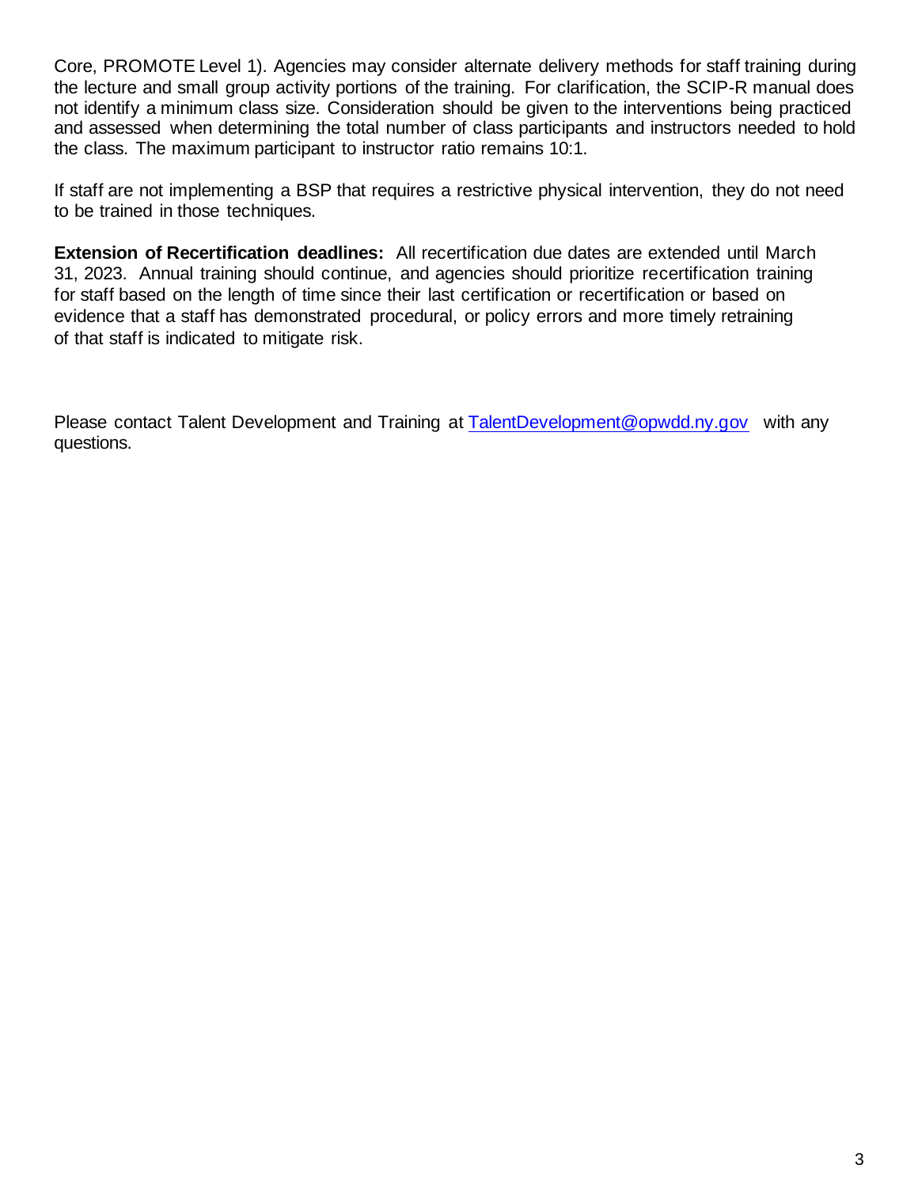Core, PROMOTE Level 1). Agencies may consider alternate delivery methods for staff training during the lecture and small group activity portions of the training. For clarification, the SCIP-R manual does not identify a minimum class size. Consideration should be given to the interventions being practiced and assessed when determining the total number of class participants and instructors needed to hold the class. The maximum participant to instructor ratio remains 10:1.

If staff are not implementing a BSP that requires a restrictive physical intervention, they do not need to be trained in those techniques.

**Extension of Recertification deadlines:** All recertification due dates are extended until March 31, 2023. Annual training should continue, and agencies should prioritize recertification training for staff based on the length of time since their last certification or recertification or based on evidence that a staff has demonstrated procedural, or policy errors and more timely retraining of that staff is indicated to mitigate risk.

Please contact Talent Development and Training at TalentDevelopment@opwdd.ny.gov with any questions.